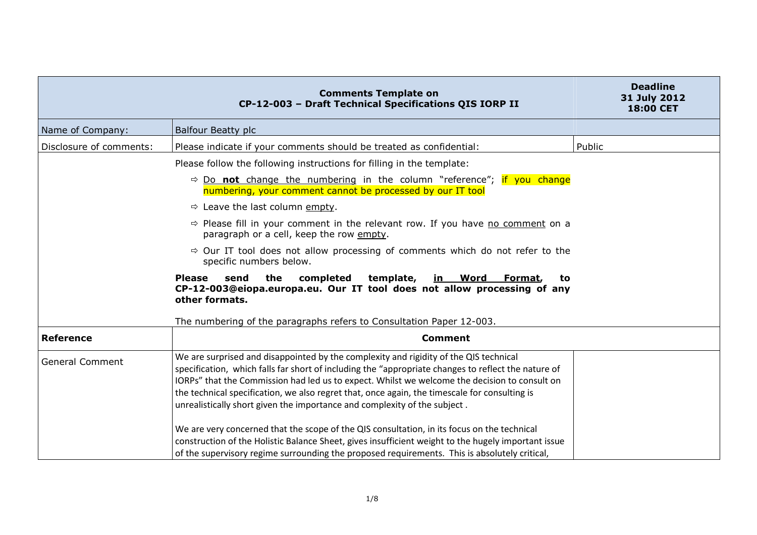| Comments Template on CP-12-003 – Draft Technical Specifications QIS IORP II | | Deadline 31 July 2012 18:00 CET |
|---|---|---|
| Name of Company: | Balfour Beatty plc | |
| Disclosure of comments: | Please indicate if your comments should be treated as confidential: | Public |
| | Please follow the following instructions for filling in the template:<br><br>⇨ Do **not** change the numbering in the column "reference"; if you change numbering, your comment cannot be processed by our IT tool<br><br>⇨ Leave the last column empty.<br><br>⇨ Please fill in your comment in the relevant row. If you have no comment on a paragraph or a cell, keep the row empty.<br><br>⇨ Our IT tool does not allow processing of comments which do not refer to the specific numbers below.<br><br>**Please send the completed template, in Word Format, to CP-12-003@eiopa.europa.eu. Our IT tool does not allow processing of any other formats.**<br><br>The numbering of the paragraphs refers to Consultation Paper 12-003. | |
| **Reference** | **Comment** | |
| General Comment | We are surprised and disappointed by the complexity and rigidity of the QIS technical specification, which falls far short of including the "appropriate changes to reflect the nature of IORPs" that the Commission had led us to expect. Whilst we welcome the decision to consult on the technical specification, we also regret that, once again, the timescale for consulting is unrealistically short given the importance and complexity of the subject .<br><br>We are very concerned that the scope of the QIS consultation, in its focus on the technical construction of the Holistic Balance Sheet, gives insufficient weight to the hugely important issue of the supervisory regime surrounding the proposed requirements. This is absolutely critical, | |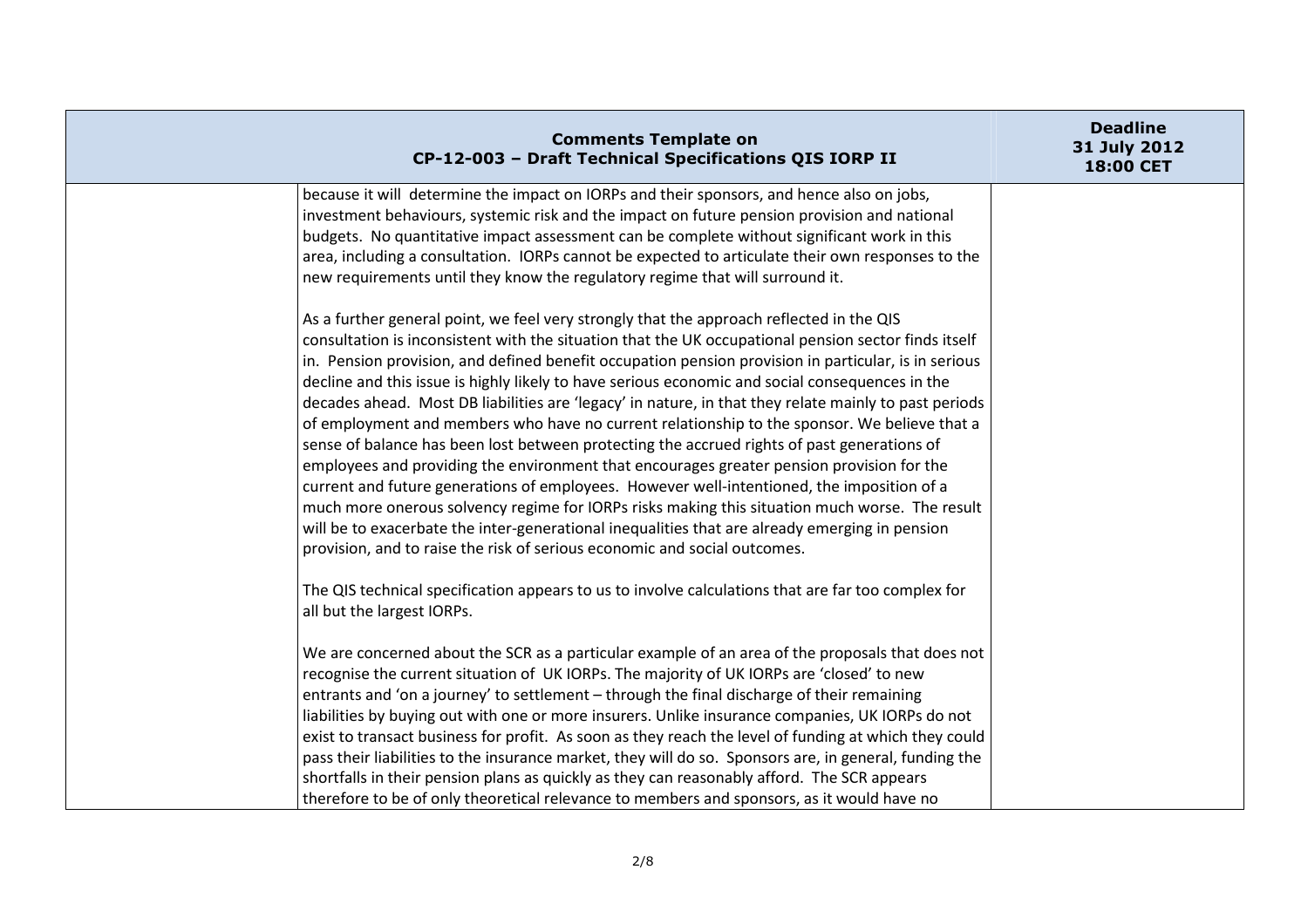because it will determine the impact on IORPs and their sponsors, and hence also on jobs, investment behaviours, systemic risk and the impact on future pension provision and national budgets. No quantitative impact assessment can be complete without significant work in this area, including a consultation. IORPs cannot be expected to articulate their own responses to the new requirements until they know the regulatory regime that will surround it.

As a further general point, we feel very strongly that the approach reflected in the QIS consultation is inconsistent with the situation that the UK occupational pension sector finds itself in. Pension provision, and defined benefit occupation pension provision in particular, is in serious decline and this issue is highly likely to have serious economic and social consequences in the decades ahead. Most DB liabilities are 'legacy' in nature, in that they relate mainly to past periods of employment and members who have no current relationship to the sponsor. We believe that a sense of balance has been lost between protecting the accrued rights of past generations of employees and providing the environment that encourages greater pension provision for the current and future generations of employees. However well-intentioned, the imposition of a much more onerous solvency regime for IORPs risks making this situation much worse. The result will be to exacerbate the inter-generational inequalities that are already emerging in pension provision, and to raise the risk of serious economic and social outcomes.

The QIS technical specification appears to us to involve calculations that are far too complex for all but the largest IORPs.

We are concerned about the SCR as a particular example of an area of the proposals that does not recognise the current situation of UK IORPs. The majority of UK IORPs are 'closed' to new entrants and 'on a journey' to settlement – through the final discharge of their remaining liabilities by buying out with one or more insurers. Unlike insurance companies, UK IORPs do not exist to transact business for profit. As soon as they reach the level of funding at which they could pass their liabilities to the insurance market, they will do so. Sponsors are, in general, funding the shortfalls in their pension plans as quickly as they can reasonably afford. The SCR appears therefore to be of only theoretical relevance to members and sponsors, as it would have no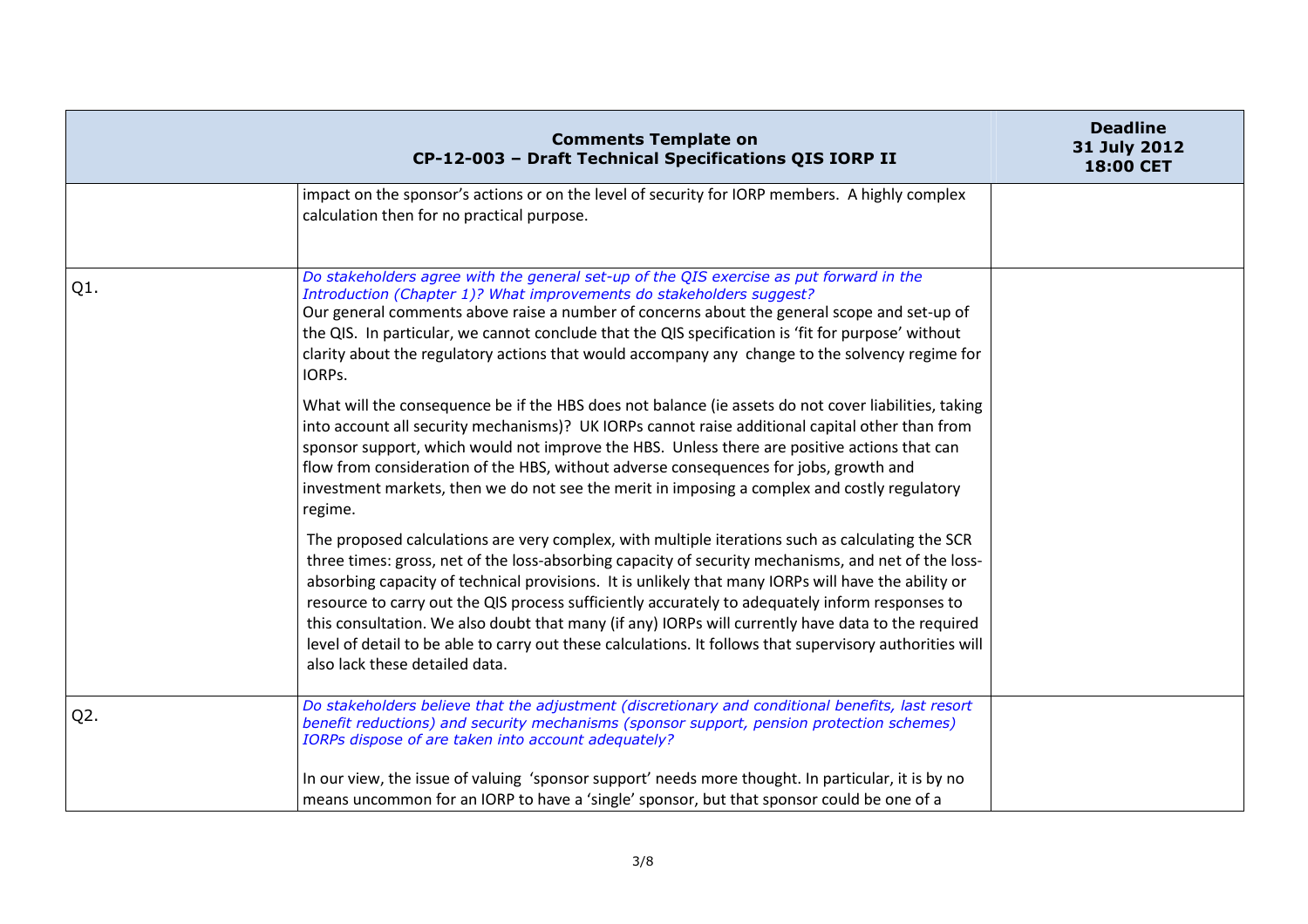| Comments Template on CP-12-003 – Draft Technical Specifications QIS IORP II | | Deadline 31 July 2012 18:00 CET |
|---|---|---|
| | impact on the sponsor's actions or on the level of security for IORP members. A highly complex calculation then for no practical purpose. | |
| Q1. | *Do stakeholders agree with the general set-up of the QIS exercise as put forward in the Introduction (Chapter 1)? What improvements do stakeholders suggest?*<br>Our general comments above raise a number of concerns about the general scope and set-up of the QIS. In particular, we cannot conclude that the QIS specification is 'fit for purpose' without clarity about the regulatory actions that would accompany any change to the solvency regime for IORPs.<br><br>What will the consequence be if the HBS does not balance (ie assets do not cover liabilities, taking into account all security mechanisms)? UK IORPs cannot raise additional capital other than from sponsor support, which would not improve the HBS. Unless there are positive actions that can flow from consideration of the HBS, without adverse consequences for jobs, growth and investment markets, then we do not see the merit in imposing a complex and costly regulatory regime.<br><br>The proposed calculations are very complex, with multiple iterations such as calculating the SCR three times: gross, net of the loss-absorbing capacity of security mechanisms, and net of the loss-absorbing capacity of technical provisions. It is unlikely that many IORPs will have the ability or resource to carry out the QIS process sufficiently accurately to adequately inform responses to this consultation. We also doubt that many (if any) IORPs will currently have data to the required level of detail to be able to carry out these calculations. It follows that supervisory authorities will also lack these detailed data. | |
| Q2. | *Do stakeholders believe that the adjustment (discretionary and conditional benefits, last resort benefit reductions) and security mechanisms (sponsor support, pension protection schemes) IORPs dispose of are taken into account adequately?*<br><br>In our view, the issue of valuing 'sponsor support' needs more thought. In particular, it is by no means uncommon for an IORP to have a 'single' sponsor, but that sponsor could be one of a | |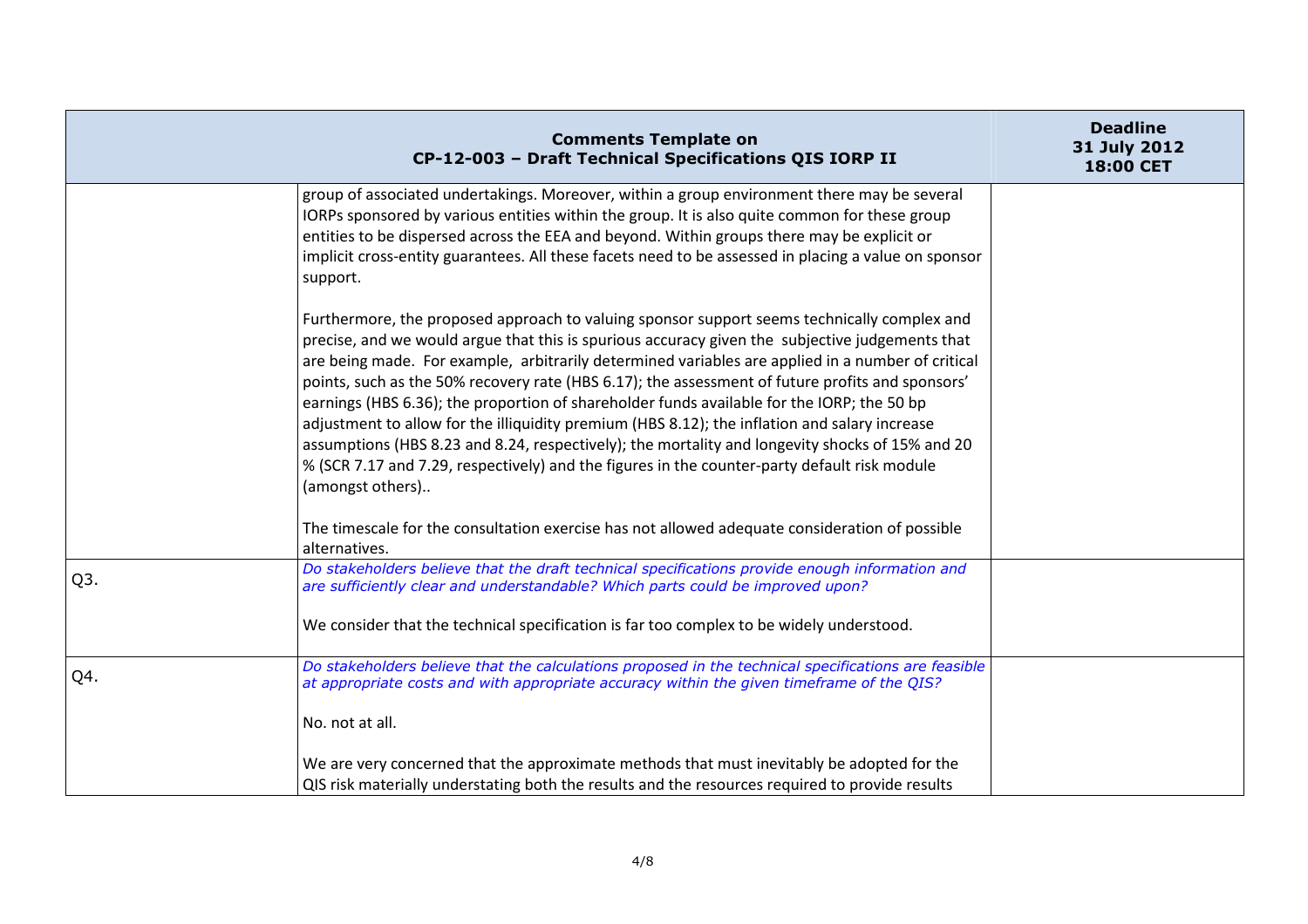| Comments Template on CP-12-003 – Draft Technical Specifications QIS IORP II | | Deadline 31 July 2012 18:00 CET |
|---|---|---|
| | group of associated undertakings. Moreover, within a group environment there may be several IORPs sponsored by various entities within the group. It is also quite common for these group entities to be dispersed across the EEA and beyond. Within groups there may be explicit or implicit cross-entity guarantees. All these facets need to be assessed in placing a value on sponsor support.<br><br>Furthermore, the proposed approach to valuing sponsor support seems technically complex and precise, and we would argue that this is spurious accuracy given the subjective judgements that are being made. For example, arbitrarily determined variables are applied in a number of critical points, such as the 50% recovery rate (HBS 6.17); the assessment of future profits and sponsors' earnings (HBS 6.36); the proportion of shareholder funds available for the IORP; the 50 bp adjustment to allow for the illiquidity premium (HBS 8.12); the inflation and salary increase assumptions (HBS 8.23 and 8.24, respectively); the mortality and longevity shocks of 15% and 20 % (SCR 7.17 and 7.29, respectively) and the figures in the counter-party default risk module (amongst others)..<br><br>The timescale for the consultation exercise has not allowed adequate consideration of possible alternatives. | |
| Q3. | *Do stakeholders believe that the draft technical specifications provide enough information and are sufficiently clear and understandable? Which parts could be improved upon?*<br><br>We consider that the technical specification is far too complex to be widely understood. | |
| Q4. | *Do stakeholders believe that the calculations proposed in the technical specifications are feasible at appropriate costs and with appropriate accuracy within the given timeframe of the QIS?*<br><br>No. not at all.<br><br>We are very concerned that the approximate methods that must inevitably be adopted for the QIS risk materially understating both the results and the resources required to provide results | |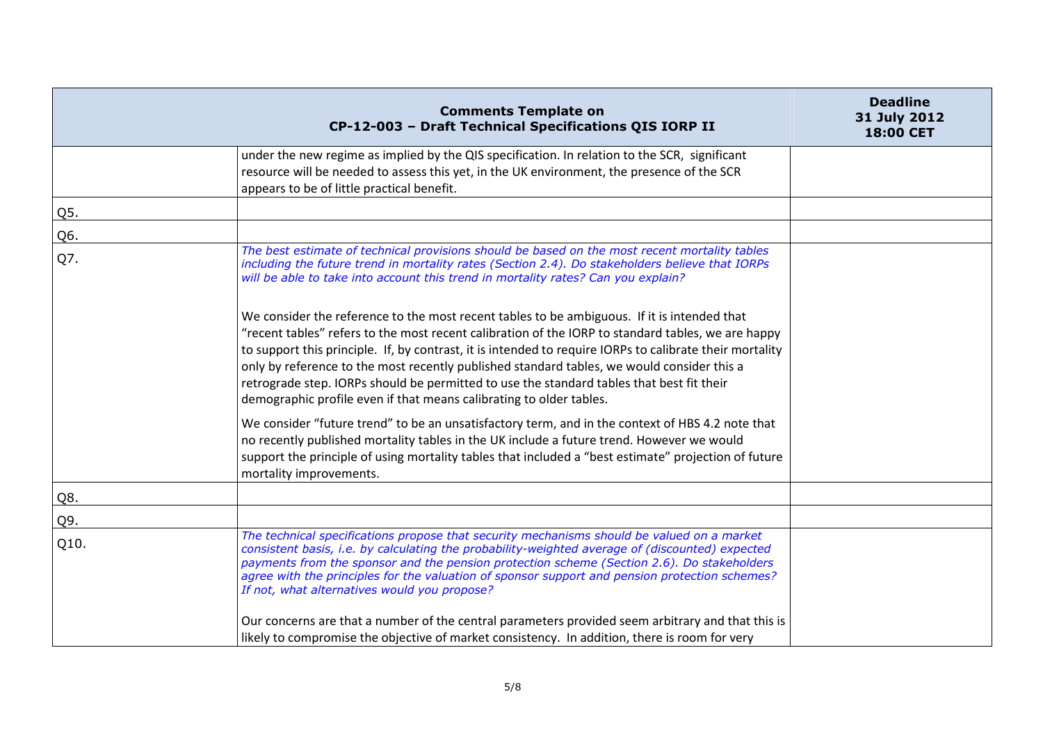| Comments Template on CP-12-003 – Draft Technical Specifications QIS IORP II | | Deadline 31 July 2012 18:00 CET |
|---|---|---|
| | under the new regime as implied by the QIS specification. In relation to the SCR, significant resource will be needed to assess this yet, in the UK environment, the presence of the SCR appears to be of little practical benefit. | |
| Q5. | | |
| Q6. | | |
| Q7. | *The best estimate of technical provisions should be based on the most recent mortality tables including the future trend in mortality rates (Section 2.4). Do stakeholders believe that IORPs will be able to take into account this trend in mortality rates? Can you explain?*<br><br>We consider the reference to the most recent tables to be ambiguous. If it is intended that "recent tables" refers to the most recent calibration of the IORP to standard tables, we are happy to support this principle. If, by contrast, it is intended to require IORPs to calibrate their mortality only by reference to the most recently published standard tables, we would consider this a retrograde step. IORPs should be permitted to use the standard tables that best fit their demographic profile even if that means calibrating to older tables.<br><br>We consider "future trend" to be an unsatisfactory term, and in the context of HBS 4.2 note that no recently published mortality tables in the UK include a future trend. However we would support the principle of using mortality tables that included a "best estimate" projection of future mortality improvements. | |
| Q8. | | |
| Q9. | | |
| Q10. | *The technical specifications propose that security mechanisms should be valued on a market consistent basis, i.e. by calculating the probability-weighted average of (discounted) expected payments from the sponsor and the pension protection scheme (Section 2.6). Do stakeholders agree with the principles for the valuation of sponsor support and pension protection schemes? If not, what alternatives would you propose?*<br><br>Our concerns are that a number of the central parameters provided seem arbitrary and that this is likely to compromise the objective of market consistency. In addition, there is room for very | |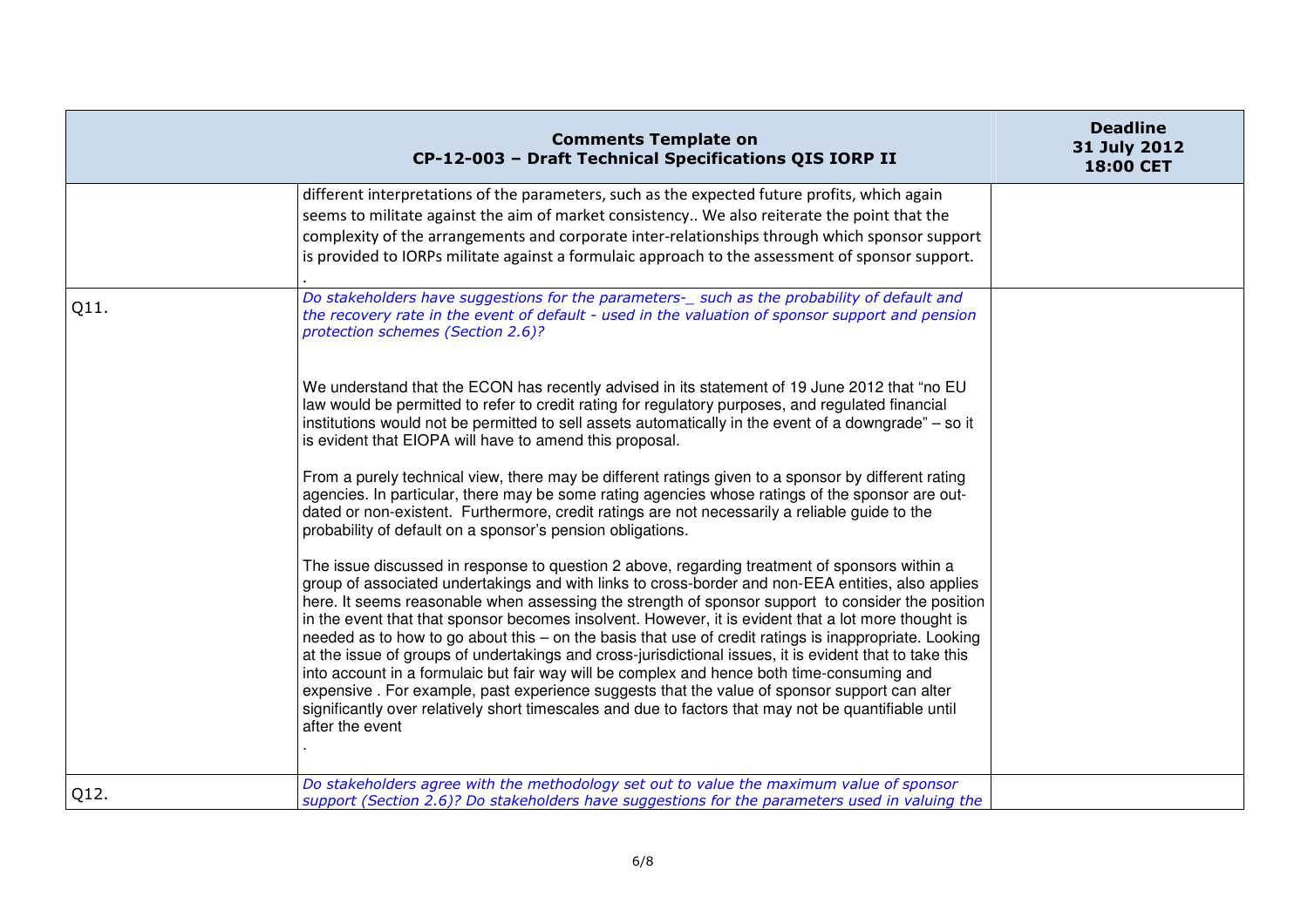| Comments Template on CP-12-003 – Draft Technical Specifications QIS IORP II | | Deadline 31 July 2012 18:00 CET |
|---|---|---|
| | different interpretations of the parameters, such as the expected future profits, which again seems to militate against the aim of market consistency.. We also reiterate the point that the complexity of the arrangements and corporate inter-relationships through which sponsor support is provided to IORPs militate against a formulaic approach to the assessment of sponsor support. . | |
| Q11. | *Do stakeholders have suggestions for the parameters-_ such as the probability of default and the recovery rate in the event of default - used in the valuation of sponsor support and pension protection schemes (Section 2.6)?*<br><br>We understand that the ECON has recently advised in its statement of 19 June 2012 that "no EU law would be permitted to refer to credit rating for regulatory purposes, and regulated financial institutions would not be permitted to sell assets automatically in the event of a downgrade" – so it is evident that EIOPA will have to amend this proposal.<br><br>From a purely technical view, there may be different ratings given to a sponsor by different rating agencies. In particular, there may be some rating agencies whose ratings of the sponsor are out-dated or non-existent. Furthermore, credit ratings are not necessarily a reliable guide to the probability of default on a sponsor's pension obligations.<br><br>The issue discussed in response to question 2 above, regarding treatment of sponsors within a group of associated undertakings and with links to cross-border and non-EEA entities, also applies here. It seems reasonable when assessing the strength of sponsor support to consider the position in the event that that sponsor becomes insolvent. However, it is evident that a lot more thought is needed as to how to go about this – on the basis that use of credit ratings is inappropriate. Looking at the issue of groups of undertakings and cross-jurisdictional issues, it is evident that to take this into account in a formulaic but fair way will be complex and hence both time-consuming and expensive . For example, past experience suggests that the value of sponsor support can alter significantly over relatively short timescales and due to factors that may not be quantifiable until after the event<br>. | |
| Q12. | *Do stakeholders agree with the methodology set out to value the maximum value of sponsor support (Section 2.6)? Do stakeholders have suggestions for the parameters used in valuing the* | |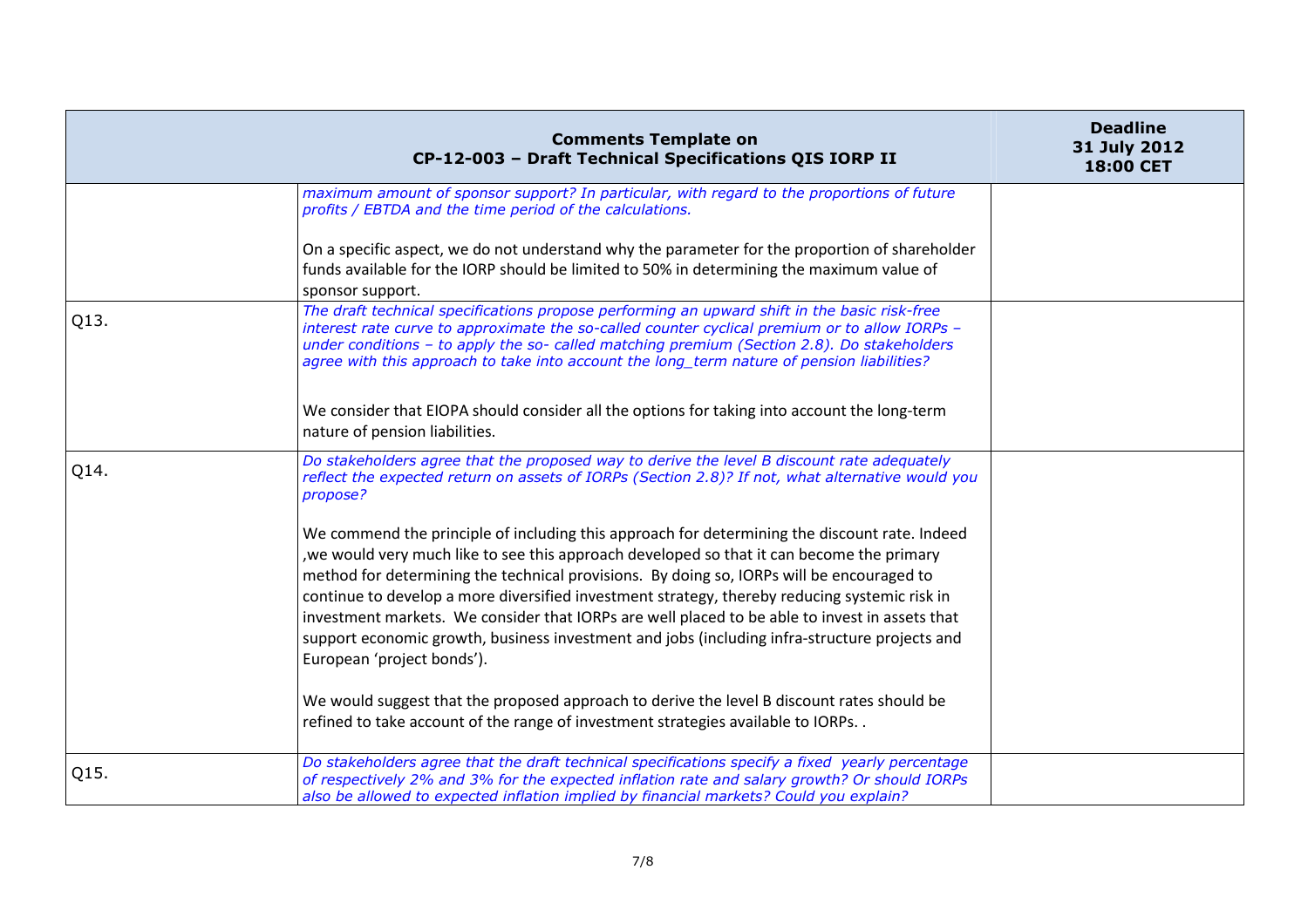| Comments Template on CP-12-003 – Draft Technical Specifications QIS IORP II | | Deadline 31 July 2012 18:00 CET |
|---|---|---|
| | *maximum amount of sponsor support? In particular, with regard to the proportions of future profits / EBTDA and the time period of the calculations.*<br><br>On a specific aspect, we do not understand why the parameter for the proportion of shareholder funds available for the IORP should be limited to 50% in determining the maximum value of sponsor support. | |
| Q13. | *The draft technical specifications propose performing an upward shift in the basic risk-free interest rate curve to approximate the so-called counter cyclical premium or to allow IORPs – under conditions – to apply the so- called matching premium (Section 2.8). Do stakeholders agree with this approach to take into account the long_term nature of pension liabilities?*<br><br>We consider that EIOPA should consider all the options for taking into account the long-term nature of pension liabilities. | |
| Q14. | *Do stakeholders agree that the proposed way to derive the level B discount rate adequately reflect the expected return on assets of IORPs (Section 2.8)? If not, what alternative would you propose?*<br><br>We commend the principle of including this approach for determining the discount rate. Indeed ,we would very much like to see this approach developed so that it can become the primary method for determining the technical provisions. By doing so, IORPs will be encouraged to continue to develop a more diversified investment strategy, thereby reducing systemic risk in investment markets. We consider that IORPs are well placed to be able to invest in assets that support economic growth, business investment and jobs (including infra-structure projects and European 'project bonds').<br><br>We would suggest that the proposed approach to derive the level B discount rates should be refined to take account of the range of investment strategies available to IORPs. . | |
| Q15. | *Do stakeholders agree that the draft technical specifications specify a fixed yearly percentage of respectively 2% and 3% for the expected inflation rate and salary growth? Or should IORPs also be allowed to expected inflation implied by financial markets? Could you explain?* | |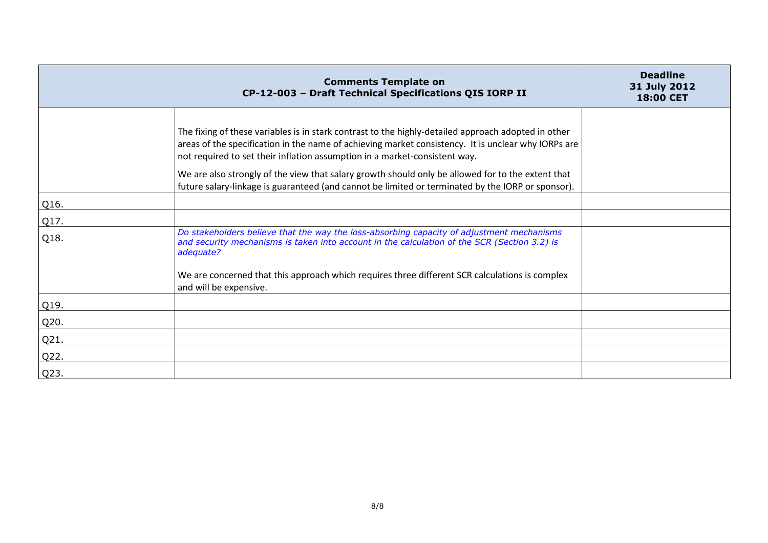| Comments Template on CP-12-003 – Draft Technical Specifications QIS IORP II | | Deadline 31 July 2012 18:00 CET |
|---|---|---|
| | The fixing of these variables is in stark contrast to the highly-detailed approach adopted in other areas of the specification in the name of achieving market consistency. It is unclear why IORPs are not required to set their inflation assumption in a market-consistent way.<br><br>We are also strongly of the view that salary growth should only be allowed for to the extent that future salary-linkage is guaranteed (and cannot be limited or terminated by the IORP or sponsor). | |
| Q16. | | |
| Q17. | | |
| Q18. | *Do stakeholders believe that the way the loss-absorbing capacity of adjustment mechanisms and security mechanisms is taken into account in the calculation of the SCR (Section 3.2) is adequate?*<br><br>We are concerned that this approach which requires three different SCR calculations is complex and will be expensive. | |
| Q19. | | |
| Q20. | | |
| Q21. | | |
| Q22. | | |
| Q23. | | |